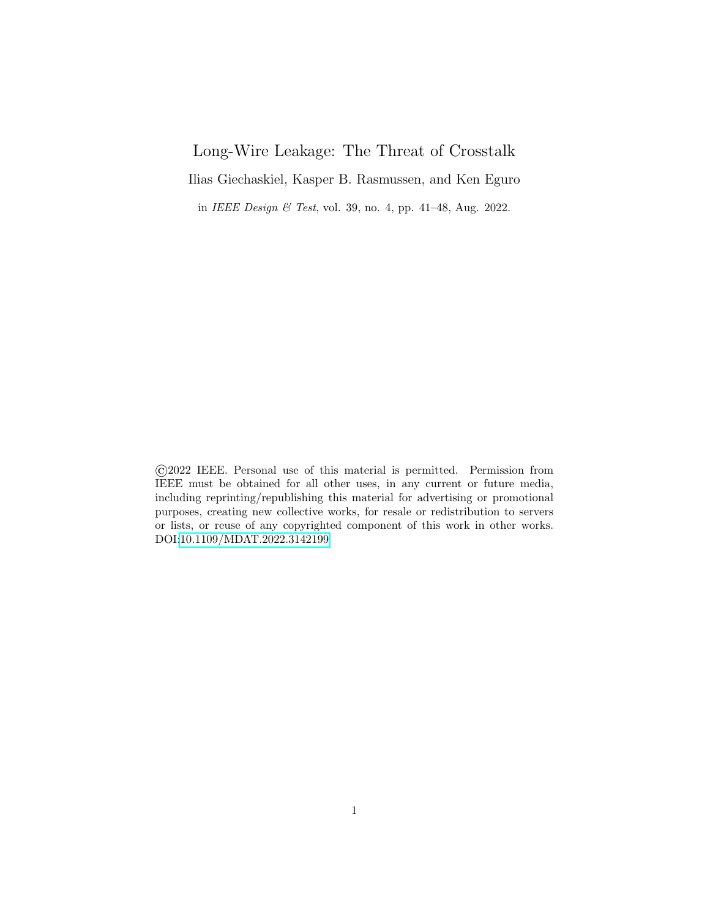# Long-Wire Leakage: The Threat of Crosstalk

Ilias Giechaskiel, Kasper B. Rasmussen, and Ken Eguro

in *IEEE Design & Test*, vol. 39, no. 4, pp. 41–48, Aug. 2022.

©2022 IEEE. Personal use of this material is permitted. Permission from IEEE must be obtained for all other uses, in any current or future media, including reprinting/republishing this material for advertising or promotional purposes, creating new collective works, for resale or redistribution to servers or lists, or reuse of any copyrighted component of this work in other works. DOI:10.1109/MDAT.2022.3142199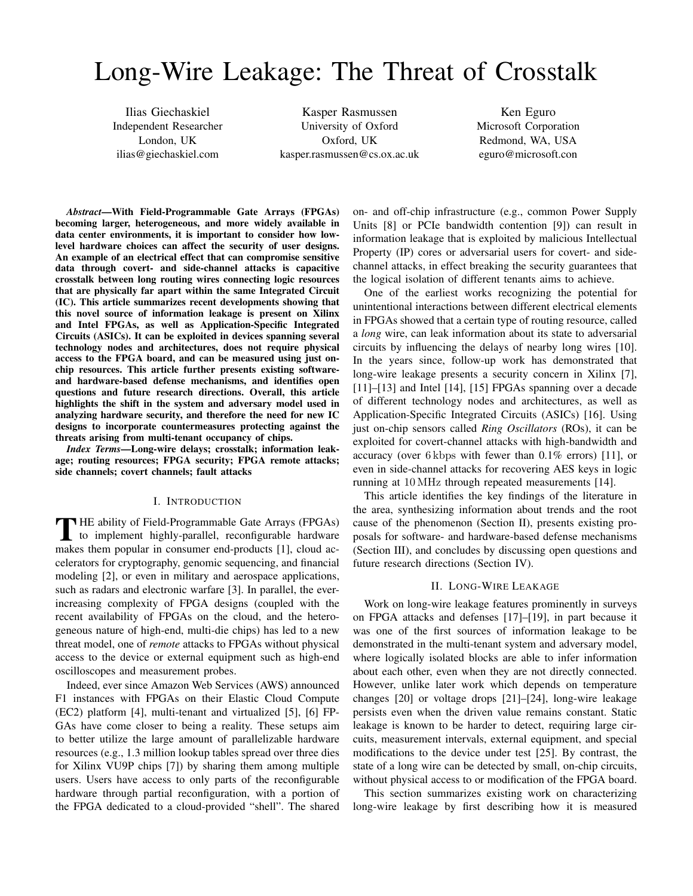# Long-Wire Leakage: The Threat of Crosstalk

Ilias Giechaskiel
Independent Researcher
London, UK
ilias@giechaskiel.com

Kasper Rasmussen
University of Oxford
Oxford, UK
kasper.rasmussen@cs.ox.ac.uk

Ken Eguro
Microsoft Corporation
Redmond, WA, USA
eguro@microsoft.con

***Abstract*—With Field-Programmable Gate Arrays (FPGAs) becoming larger, heterogeneous, and more widely available in data center environments, it is important to consider how low-level hardware choices can affect the security of user designs. An example of an electrical effect that can compromise sensitive data through covert- and side-channel attacks is capacitive crosstalk between long routing wires connecting logic resources that are physically far apart within the same Integrated Circuit (IC). This article summarizes recent developments showing that this novel source of information leakage is present on Xilinx and Intel FPGAs, as well as Application-Specific Integrated Circuits (ASICs). It can be exploited in devices spanning several technology nodes and architectures, does not require physical access to the FPGA board, and can be measured using just on-chip resources. This article further presents existing software- and hardware-based defense mechanisms, and identifies open questions and future research directions. Overall, this article highlights the shift in the system and adversary model used in analyzing hardware security, and therefore the need for new IC designs to incorporate countermeasures protecting against the threats arising from multi-tenant occupancy of chips.**

***Index Terms*—Long-wire delays; crosstalk; information leakage; routing resources; FPGA security; FPGA remote attacks; side channels; covert channels; fault attacks**

## I. Introduction

The ability of Field-Programmable Gate Arrays (FPGAs) to implement highly-parallel, reconfigurable hardware makes them popular in consumer end-products [1], cloud accelerators for cryptography, genomic sequencing, and financial modeling [2], or even in military and aerospace applications, such as radars and electronic warfare [3]. In parallel, the ever-increasing complexity of FPGA designs (coupled with the recent availability of FPGAs on the cloud, and the heterogeneous nature of high-end, multi-die chips) has led to a new threat model, one of *remote* attacks to FPGAs without physical access to the device or external equipment such as high-end oscilloscopes and measurement probes.

Indeed, ever since Amazon Web Services (AWS) announced F1 instances with FPGAs on their Elastic Cloud Compute (EC2) platform [4], multi-tenant and virtualized [5], [6] FPGAs have come closer to being a reality. These setups aim to better utilize the large amount of parallelizable hardware resources (e.g., 1.3 million lookup tables spread over three dies for Xilinx VU9P chips [7]) by sharing them among multiple users. Users have access to only parts of the reconfigurable hardware through partial reconfiguration, with a portion of the FPGA dedicated to a cloud-provided "shell". The shared on- and off-chip infrastructure (e.g., common Power Supply Units [8] or PCIe bandwidth contention [9]) can result in information leakage that is exploited by malicious Intellectual Property (IP) cores or adversarial users for covert- and side-channel attacks, in effect breaking the security guarantees that the logical isolation of different tenants aims to achieve.

One of the earliest works recognizing the potential for unintentional interactions between different electrical elements in FPGAs showed that a certain type of routing resource, called a *long* wire, can leak information about its state to adversarial circuits by influencing the delays of nearby long wires [10]. In the years since, follow-up work has demonstrated that long-wire leakage presents a security concern in Xilinx [7], [11]–[13] and Intel [14], [15] FPGAs spanning over a decade of different technology nodes and architectures, as well as Application-Specific Integrated Circuits (ASICs) [16]. Using just on-chip sensors called *Ring Oscillators* (ROs), it can be exploited for covert-channel attacks with high-bandwidth and accuracy (over 6 kbps with fewer than 0.1% errors) [11], or even in side-channel attacks for recovering AES keys in logic running at 10 MHz through repeated measurements [14].

This article identifies the key findings of the literature in the area, synthesizing information about trends and the root cause of the phenomenon (Section II), presents existing proposals for software- and hardware-based defense mechanisms (Section III), and concludes by discussing open questions and future research directions (Section IV).

## II. Long-Wire Leakage

Work on long-wire leakage features prominently in surveys on FPGA attacks and defenses [17]–[19], in part because it was one of the first sources of information leakage to be demonstrated in the multi-tenant system and adversary model, where logically isolated blocks are able to infer information about each other, even when they are not directly connected. However, unlike later work which depends on temperature changes [20] or voltage drops [21]–[24], long-wire leakage persists even when the driven value remains constant. Static leakage is known to be harder to detect, requiring large circuits, measurement intervals, external equipment, and special modifications to the device under test [25]. By contrast, the state of a long wire can be detected by small, on-chip circuits, without physical access to or modification of the FPGA board.

This section summarizes existing work on characterizing long-wire leakage by first describing how it is measured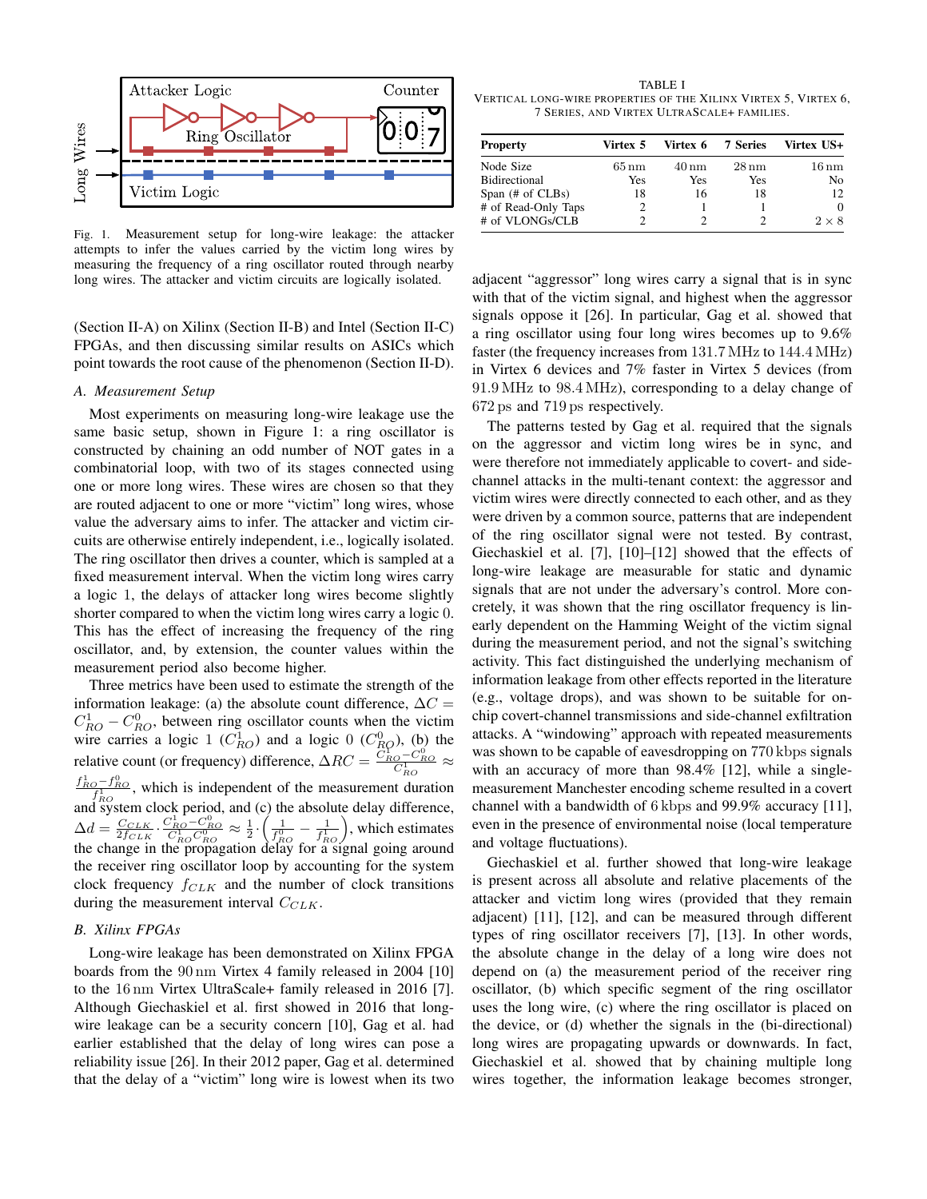Fig. 1. Measurement setup for long-wire leakage: the attacker attempts to infer the values carried by the victim long wires by measuring the frequency of a ring oscillator routed through nearby long wires. The attacker and victim circuits are logically isolated.

(Section II-A) on Xilinx (Section II-B) and Intel (Section II-C) FPGAs, and then discussing similar results on ASICs which point towards the root cause of the phenomenon (Section II-D).

### A. Measurement Setup

Most experiments on measuring long-wire leakage use the same basic setup, shown in Figure 1: a ring oscillator is constructed by chaining an odd number of NOT gates in a combinatorial loop, with two of its stages connected using one or more long wires. These wires are chosen so that they are routed adjacent to one or more "victim" long wires, whose value the adversary aims to infer. The attacker and victim circuits are otherwise entirely independent, i.e., logically isolated. The ring oscillator then drives a counter, which is sampled at a fixed measurement interval. When the victim long wires carry a logic 1, the delays of attacker long wires become slightly shorter compared to when the victim long wires carry a logic 0. This has the effect of increasing the frequency of the ring oscillator, and, by extension, the counter values within the measurement period also become higher.

Three metrics have been used to estimate the strength of the information leakage: (a) the absolute count difference, $\Delta C = C^1_{RO} - C^0_{RO}$, between ring oscillator counts when the victim wire carries a logic 1 ($C^1_{RO}$) and a logic 0 ($C^0_{RO}$), (b) the relative count (or frequency) difference, $\Delta RC = \frac{C^1_{RO} - C^0_{RO}}{C^1_{RO}} \approx \frac{f^1_{RO} - f^0_{RO}}{f^1_{RO}}$, which is independent of the measurement duration and system clock period, and (c) the absolute delay difference, $\Delta d = \frac{C_{CLK}}{2 f_{CLK}} \cdot \frac{C^1_{RO} - C^0_{RO}}{C^1_{RO} C^0_{RO}} \approx \frac{1}{2} \cdot \left( \frac{1}{f^0_{RO}} - \frac{1}{f^1_{RO}} \right)$, which estimates the change in the propagation delay for a signal going around the receiver ring oscillator loop by accounting for the system clock frequency $f_{CLK}$ and the number of clock transitions during the measurement interval $C_{CLK}$.

### B. Xilinx FPGAs

Long-wire leakage has been demonstrated on Xilinx FPGA boards from the 90 nm Virtex 4 family released in 2004 [10] to the 16 nm Virtex UltraScale+ family released in 2016 [7]. Although Giechaskiel et al. first showed in 2016 that long-wire leakage can be a security concern [10], Gag et al. had earlier established that the delay of long wires can pose a reliability issue [26]. In their 2012 paper, Gag et al. determined that the delay of a "victim" long wire is lowest when its two

TABLE I
VERTICAL LONG-WIRE PROPERTIES OF THE XILINX VIRTEX 5, VIRTEX 6, 7 SERIES, AND VIRTEX ULTRASCALE+ FAMILIES.

| Property | Virtex 5 | Virtex 6 | 7 Series | Virtex US+ |
|---|---|---|---|---|
| Node Size | 65 nm | 40 nm | 28 nm | 16 nm |
| Bidirectional | Yes | Yes | Yes | No |
| Span (# of CLBs) | 18 | 16 | 18 | 12 |
| # of Read-Only Taps | 2 | 1 | 1 | 0 |
| # of VLONGs/CLB | 2 | 2 | 2 | $2 \times 8$ |

adjacent "aggressor" long wires carry a signal that is in sync with that of the victim signal, and highest when the aggressor signals oppose it [26]. In particular, Gag et al. showed that a ring oscillator using four long wires becomes up to 9.6% faster (the frequency increases from 131.7 MHz to 144.4 MHz) in Virtex 6 devices and 7% faster in Virtex 5 devices (from 91.9 MHz to 98.4 MHz), corresponding to a delay change of 672 ps and 719 ps respectively.

The patterns tested by Gag et al. required that the signals on the aggressor and victim long wires be in sync, and were therefore not immediately applicable to covert- and side-channel attacks in the multi-tenant context: the aggressor and victim wires were directly connected to each other, and as they were driven by a common source, patterns that are independent of the ring oscillator signal were not tested. By contrast, Giechaskiel et al. [7], [10]–[12] showed that the effects of long-wire leakage are measurable for static and dynamic signals that are not under the adversary's control. More concretely, it was shown that the ring oscillator frequency is linearly dependent on the Hamming Weight of the victim signal during the measurement period, and not the signal's switching activity. This fact distinguished the underlying mechanism of information leakage from other effects reported in the literature (e.g., voltage drops), and was shown to be suitable for on-chip covert-channel transmissions and side-channel exfiltration attacks. A "windowing" approach with repeated measurements was shown to be capable of eavesdropping on 770 kbps signals with an accuracy of more than 98.4% [12], while a single-measurement Manchester encoding scheme resulted in a covert channel with a bandwidth of 6 kbps and 99.9% accuracy [11], even in the presence of environmental noise (local temperature and voltage fluctuations).

Giechaskiel et al. further showed that long-wire leakage is present across all absolute and relative placements of the attacker and victim long wires (provided that they remain adjacent) [11], [12], and can be measured through different types of ring oscillator receivers [7], [13]. In other words, the absolute change in the delay of a long wire does not depend on (a) the measurement period of the receiver ring oscillator, (b) which specific segment of the ring oscillator uses the long wire, (c) where the ring oscillator is placed on the device, or (d) whether the signals in the (bi-directional) long wires are propagating upwards or downwards. In fact, Giechaskiel et al. showed that by chaining multiple long wires together, the information leakage becomes stronger,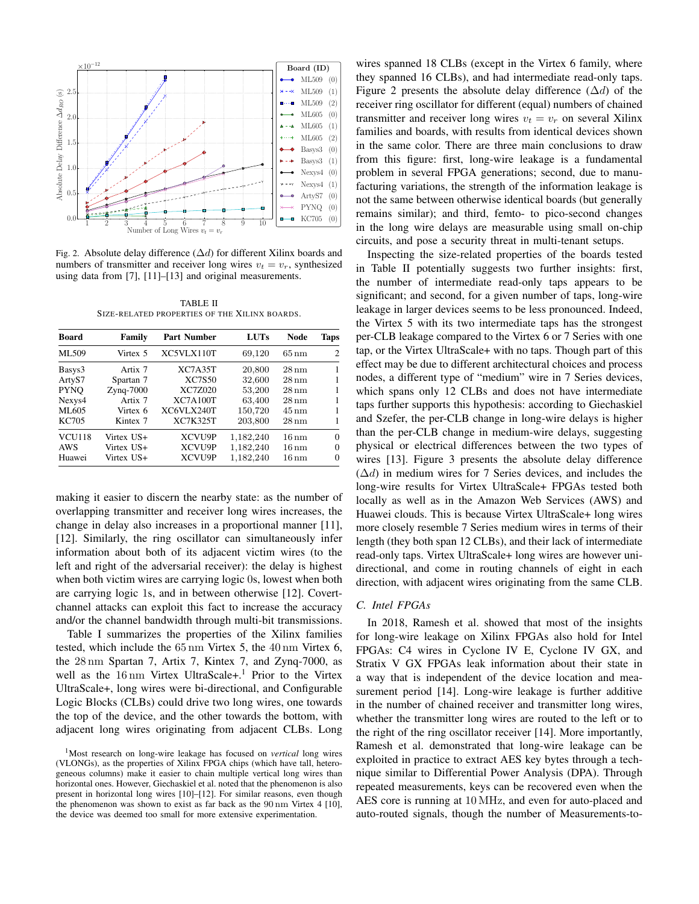Fig. 2. Absolute delay difference ($\Delta d$) for different Xilinx boards and numbers of transmitter and receiver long wires $v_t = v_r$, synthesized using data from [7], [11]–[13] and original measurements.

TABLE II
SIZE-RELATED PROPERTIES OF THE XILINX BOARDS.

| Board | Family | Part Number | LUTs | Node | Taps |
|---|---|---|---|---|---|
| ML509 | Virtex 5 | XC5VLX110T | 69,120 | 65 nm | 2 |
| Basys3 | Artix 7 | XC7A35T | 20,800 | 28 nm | 1 |
| ArtyS7 | Spartan 7 | XC7S50 | 32,600 | 28 nm | 1 |
| PYNQ | Zynq-7000 | XC7Z020 | 53,200 | 28 nm | 1 |
| Nexys4 | Artix 7 | XC7A100T | 63,400 | 28 nm | 1 |
| ML605 | Virtex 6 | XC6VLX240T | 150,720 | 45 nm | 1 |
| KC705 | Kintex 7 | XC7K325T | 203,800 | 28 nm | 1 |
| VCU118 | Virtex US+ | XCVU9P | 1,182,240 | 16 nm | 0 |
| AWS | Virtex US+ | XCVU9P | 1,182,240 | 16 nm | 0 |
| Huawei | Virtex US+ | XCVU9P | 1,182,240 | 16 nm | 0 |

making it easier to discern the nearby state: as the number of overlapping transmitter and receiver long wires increases, the change in delay also increases in a proportional manner [11], [12]. Similarly, the ring oscillator can simultaneously infer information about both of its adjacent victim wires (to the left and right of the adversarial receiver): the delay is highest when both victim wires are carrying logic 0s, lowest when both are carrying logic 1s, and in between otherwise [12]. Covert-channel attacks can exploit this fact to increase the accuracy and/or the channel bandwidth through multi-bit transmissions.

Table I summarizes the properties of the Xilinx families tested, which include the 65 nm Virtex 5, the 40 nm Virtex 6, the 28 nm Spartan 7, Artix 7, Kintex 7, and Zynq-7000, as well as the 16 nm Virtex UltraScale+.[1] Prior to the Virtex UltraScale+, long wires were bi-directional, and Configurable Logic Blocks (CLBs) could drive two long wires, one towards the top of the device, and the other towards the bottom, with adjacent long wires originating from adjacent CLBs. Long wires spanned 18 CLBs (except in the Virtex 6 family, where they spanned 16 CLBs), and had intermediate read-only taps. Figure 2 presents the absolute delay difference ($\Delta d$) of the receiver ring oscillator for different (equal) numbers of chained transmitter and receiver long wires $v_t = v_r$ on several Xilinx families and boards, with results from identical devices shown in the same color. There are three main conclusions to draw from this figure: first, long-wire leakage is a fundamental problem in several FPGA generations; second, due to manufacturing variations, the strength of the information leakage is not the same between otherwise identical boards (but generally remains similar); and third, femto- to pico-second changes in the long wire delays are measurable using small on-chip circuits, and pose a security threat in multi-tenant setups.

Inspecting the size-related properties of the boards tested in Table II potentially suggests two further insights: first, the number of intermediate read-only taps appears to be significant; and second, for a given number of taps, long-wire leakage in larger devices seems to be less pronounced. Indeed, the Virtex 5 with its two intermediate taps has the strongest per-CLB leakage compared to the Virtex 6 or 7 Series with one tap, or the Virtex UltraScale+ with no taps. Though part of this effect may be due to different architectural choices and process nodes, a different type of "medium" wire in 7 Series devices, which spans only 12 CLBs and does not have intermediate taps further supports this hypothesis: according to Giechaskiel and Szefer, the per-CLB change in long-wire delays is higher than the per-CLB change in medium-wire delays, suggesting physical or electrical differences between the two types of wires [13]. Figure 3 presents the absolute delay difference ($\Delta d$) in medium wires for 7 Series devices, and includes the long-wire results for Virtex UltraScale+ FPGAs tested both locally as well as in the Amazon Web Services (AWS) and Huawei clouds. This is because Virtex UltraScale+ long wires more closely resemble 7 Series medium wires in terms of their length (they both span 12 CLBs), and their lack of intermediate read-only taps. Virtex UltraScale+ long wires are however uni-directional, and come in routing channels of eight in each direction, with adjacent wires originating from the same CLB.

### C. Intel FPGAs

In 2018, Ramesh et al. showed that most of the insights for long-wire leakage on Xilinx FPGAs also hold for Intel FPGAs: C4 wires in Cyclone IV E, Cyclone IV GX, and Stratix V GX FPGAs leak information about their state in a way that is independent of the device location and measurement period [14]. Long-wire leakage is further additive in the number of chained receiver and transmitter long wires, whether the transmitter long wires are routed to the left or to the right of the ring oscillator receiver [14]. More importantly, Ramesh et al. demonstrated that long-wire leakage can be exploited in practice to extract AES key bytes through a technique similar to Differential Power Analysis (DPA). Through repeated measurements, keys can be recovered even when the AES core is running at 10 MHz, and even for auto-placed and auto-routed signals, though the number of Measurements-to-

[1] Most research on long-wire leakage has focused on *vertical* long wires (VLONGs), as the properties of Xilinx FPGA chips (which have tall, heterogeneous columns) make it easier to chain multiple vertical long wires than horizontal ones. However, Giechaskiel et al. noted that the phenomenon is also present in horizontal long wires [10]–[12]. For similar reasons, even though the phenomenon was shown to exist as far back as the 90 nm Virtex 4 [10], the device was deemed too small for more extensive experimentation.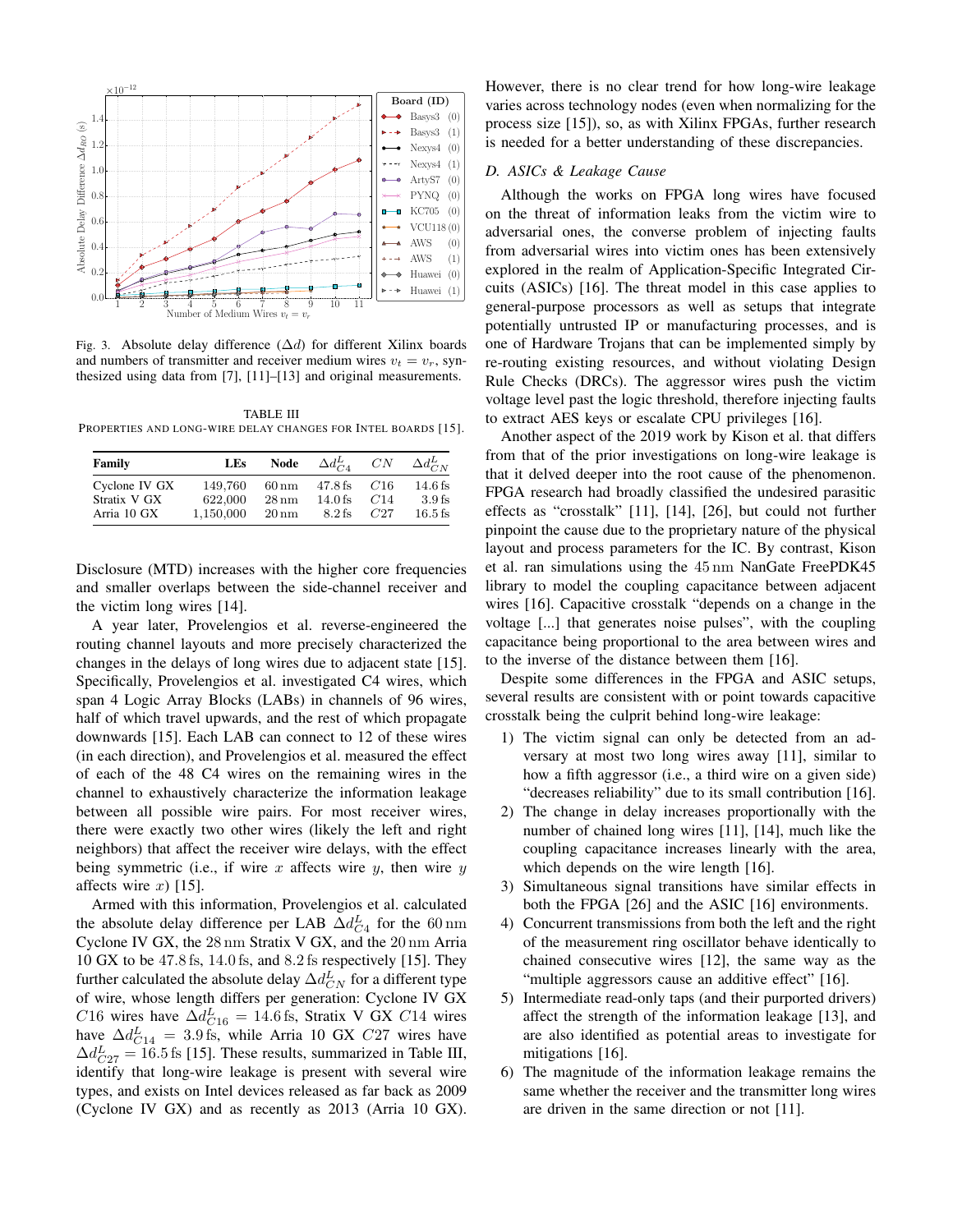Fig. 3. Absolute delay difference ($\Delta d$) for different Xilinx boards and numbers of transmitter and receiver medium wires $v_t = v_r$, synthesized using data from [7], [11]–[13] and original measurements.

TABLE III
PROPERTIES AND LONG-WIRE DELAY CHANGES FOR INTEL BOARDS [15].

| Family | LEs | Node | $\Delta d^L_{C4}$ | $CN$ | $\Delta d^L_{CN}$ |
|---|---|---|---|---|---|
| Cyclone IV GX | 149,760 | 60 nm | 47.8 fs | $C16$ | 14.6 fs |
| Stratix V GX | 622,000 | 28 nm | 14.0 fs | $C14$ | 3.9 fs |
| Arria 10 GX | 1,150,000 | 20 nm | 8.2 fs | $C27$ | 16.5 fs |

Disclosure (MTD) increases with the higher core frequencies and smaller overlaps between the side-channel receiver and the victim long wires [14].

A year later, Provelengios et al. reverse-engineered the routing channel layouts and more precisely characterized the changes in the delays of long wires due to adjacent state [15]. Specifically, Provelengios et al. investigated C4 wires, which span 4 Logic Array Blocks (LABs) in channels of 96 wires, half of which travel upwards, and the rest of which propagate downwards [15]. Each LAB can connect to 12 of these wires (in each direction), and Provelengios et al. measured the effect of each of the 48 C4 wires on the remaining wires in the channel to exhaustively characterize the information leakage between all possible wire pairs. For most receiver wires, there were exactly two other wires (likely the left and right neighbors) that affect the receiver wire delays, with the effect being symmetric (i.e., if wire $x$ affects wire $y$, then wire $y$ affects wire $x$) [15].

Armed with this information, Provelengios et al. calculated the absolute delay difference per LAB $\Delta d^L_{C4}$ for the 60 nm Cyclone IV GX, the 28 nm Stratix V GX, and the 20 nm Arria 10 GX to be 47.8 fs, 14.0 fs, and 8.2 fs respectively [15]. They further calculated the absolute delay $\Delta d^L_{CN}$ for a different type of wire, whose length differs per generation: Cyclone IV GX $C16$ wires have $\Delta d^L_{C16} = 14.6$ fs, Stratix V GX $C14$ wires have $\Delta d^L_{C14} = 3.9$ fs, while Arria 10 GX $C27$ wires have $\Delta d^L_{C27} = 16.5$ fs [15]. These results, summarized in Table III, identify that long-wire leakage is present with several wire types, and exists on Intel devices released as far back as 2009 (Cyclone IV GX) and as recently as 2013 (Arria 10 GX). However, there is no clear trend for how long-wire leakage varies across technology nodes (even when normalizing for the process size [15]), so, as with Xilinx FPGAs, further research is needed for a better understanding of these discrepancies.

### D. ASICs & Leakage Cause

Although the works on FPGA long wires have focused on the threat of information leaks from the victim wire to adversarial ones, the converse problem of injecting faults from adversarial wires into victim ones has been extensively explored in the realm of Application-Specific Integrated Circuits (ASICs) [16]. The threat model in this case applies to general-purpose processors as well as setups that integrate potentially untrusted IP or manufacturing processes, and is one of Hardware Trojans that can be implemented simply by re-routing existing resources, and without violating Design Rule Checks (DRCs). The aggressor wires push the victim voltage level past the logic threshold, therefore injecting faults to extract AES keys or escalate CPU privileges [16].

Another aspect of the 2019 work by Kison et al. that differs from that of the prior investigations on long-wire leakage is that it delved deeper into the root cause of the phenomenon. FPGA research had broadly classified the undesired parasitic effects as "crosstalk" [11], [14], [26], but could not further pinpoint the cause due to the proprietary nature of the physical layout and process parameters for the IC. By contrast, Kison et al. ran simulations using the 45 nm NanGate FreePDK45 library to model the coupling capacitance between adjacent wires [16]. Capacitive crosstalk "depends on a change in the voltage [...] that generates noise pulses", with the coupling capacitance being proportional to the area between wires and to the inverse of the distance between them [16].

Despite some differences in the FPGA and ASIC setups, several results are consistent with or point towards capacitive crosstalk being the culprit behind long-wire leakage:

1) The victim signal can only be detected from an adversary at most two long wires away [11], similar to how a fifth aggressor (i.e., a third wire on a given side) "decreases reliability" due to its small contribution [16].
2) The change in delay increases proportionally with the number of chained long wires [11], [14], much like the coupling capacitance increases linearly with the area, which depends on the wire length [16].
3) Simultaneous signal transitions have similar effects in both the FPGA [26] and the ASIC [16] environments.
4) Concurrent transmissions from both the left and the right of the measurement ring oscillator behave identically to chained consecutive wires [12], the same way as the "multiple aggressors cause an additive effect" [16].
5) Intermediate read-only taps (and their purported drivers) affect the strength of the information leakage [13], and are also identified as potential areas to investigate for mitigations [16].
6) The magnitude of the information leakage remains the same whether the receiver and the transmitter long wires are driven in the same direction or not [11].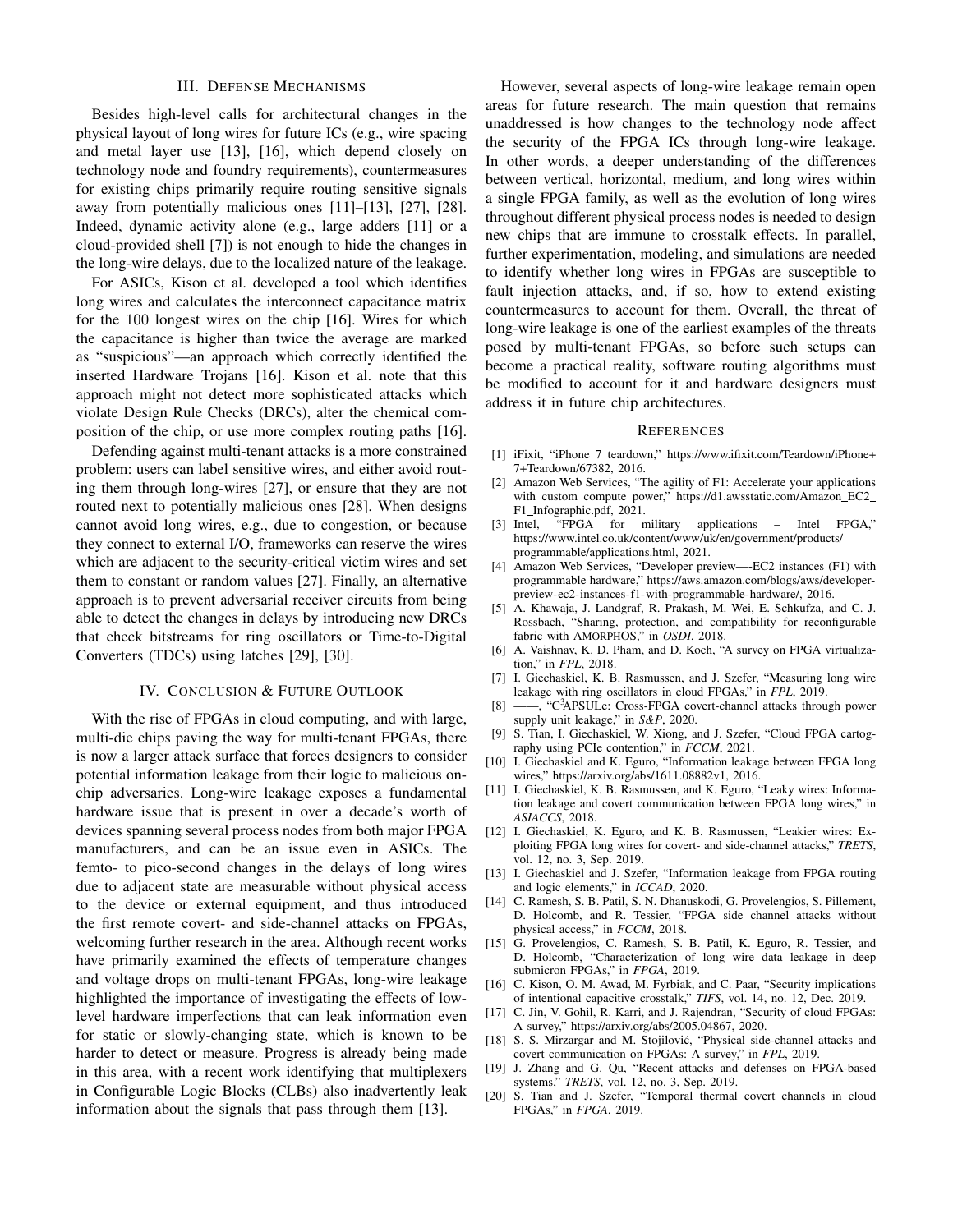## III. Defense Mechanisms

Besides high-level calls for architectural changes in the physical layout of long wires for future ICs (e.g., wire spacing and metal layer use [13], [16], which depend closely on technology node and foundry requirements), countermeasures for existing chips primarily require routing sensitive signals away from potentially malicious ones [11]–[13], [27], [28]. Indeed, dynamic activity alone (e.g., large adders [11] or a cloud-provided shell [7]) is not enough to hide the changes in the long-wire delays, due to the localized nature of the leakage.

For ASICs, Kison et al. developed a tool which identifies long wires and calculates the interconnect capacitance matrix for the 100 longest wires on the chip [16]. Wires for which the capacitance is higher than twice the average are marked as "suspicious"—an approach which correctly identified the inserted Hardware Trojans [16]. Kison et al. note that this approach might not detect more sophisticated attacks which violate Design Rule Checks (DRCs), alter the chemical composition of the chip, or use more complex routing paths [16].

Defending against multi-tenant attacks is a more constrained problem: users can label sensitive wires, and either avoid routing them through long-wires [27], or ensure that they are not routed next to potentially malicious ones [28]. When designs cannot avoid long wires, e.g., due to congestion, or because they connect to external I/O, frameworks can reserve the wires which are adjacent to the security-critical victim wires and set them to constant or random values [27]. Finally, an alternative approach is to prevent adversarial receiver circuits from being able to detect the changes in delays by introducing new DRCs that check bitstreams for ring oscillators or Time-to-Digital Converters (TDCs) using latches [29], [30].

## IV. Conclusion & Future Outlook

With the rise of FPGAs in cloud computing, and with large, multi-die chips paving the way for multi-tenant FPGAs, there is now a larger attack surface that forces designers to consider potential information leakage from their logic to malicious on-chip adversaries. Long-wire leakage exposes a fundamental hardware issue that is present in over a decade's worth of devices spanning several process nodes from both major FPGA manufacturers, and can be an issue even in ASICs. The femto- to pico-second changes in the delays of long wires due to adjacent state are measurable without physical access to the device or external equipment, and thus introduced the first remote covert- and side-channel attacks on FPGAs, welcoming further research in the area. Although recent works have primarily examined the effects of temperature changes and voltage drops on multi-tenant FPGAs, long-wire leakage highlighted the importance of investigating the effects of low-level hardware imperfections that can leak information even for static or slowly-changing state, which is known to be harder to detect or measure. Progress is already being made in this area, with a recent work identifying that multiplexers in Configurable Logic Blocks (CLBs) also inadvertently leak information about the signals that pass through them [13].

However, several aspects of long-wire leakage remain open areas for future research. The main question that remains unaddressed is how changes to the technology node affect the security of the FPGA ICs through long-wire leakage. In other words, a deeper understanding of the differences between vertical, horizontal, medium, and long wires within a single FPGA family, as well as the evolution of long wires throughout different physical process nodes is needed to design new chips that are immune to crosstalk effects. In parallel, further experimentation, modeling, and simulations are needed to identify whether long wires in FPGAs are susceptible to fault injection attacks, and, if so, how to extend existing countermeasures to account for them. Overall, the threat of long-wire leakage is one of the earliest examples of the threats posed by multi-tenant FPGAs, so before such setups can become a practical reality, software routing algorithms must be modified to account for it and hardware designers must address it in future chip architectures.

## References

[1] iFixit, "iPhone 7 teardown," https://www.ifixit.com/Teardown/iPhone+7+Teardown/67382, 2016.

[2] Amazon Web Services, "The agility of F1: Accelerate your applications with custom compute power," https://d1.awsstatic.com/Amazon_EC2_F1_Infographic.pdf, 2021.

[3] Intel, "FPGA for military applications – Intel FPGA," https://www.intel.co.uk/content/www/uk/en/government/products/programmable/applications.html, 2021.

[4] Amazon Web Services, "Developer preview—-EC2 instances (F1) with programmable hardware," https://aws.amazon.com/blogs/aws/developer-preview-ec2-instances-f1-with-programmable-hardware/, 2016.

[5] A. Khawaja, J. Landgraf, R. Prakash, M. Wei, E. Schkufza, and C. J. Rossbach, "Sharing, protection, and compatibility for reconfigurable fabric with AMORPHOS," in *OSDI*, 2018.

[6] A. Vaishnav, K. D. Pham, and D. Koch, "A survey on FPGA virtualization," in *FPL*, 2018.

[7] I. Giechaskiel, K. B. Rasmussen, and J. Szefer, "Measuring long wire leakage with ring oscillators in cloud FPGAs," in *FPL*, 2019.

[8] ——, "C$^3$APSULe: Cross-FPGA covert-channel attacks through power supply unit leakage," in *S&P*, 2020.

[9] S. Tian, I. Giechaskiel, W. Xiong, and J. Szefer, "Cloud FPGA cartography using PCIe contention," in *FCCM*, 2021.

[10] I. Giechaskiel and K. Eguro, "Information leakage between FPGA long wires," https://arxiv.org/abs/1611.08882v1, 2016.

[11] I. Giechaskiel, K. B. Rasmussen, and K. Eguro, "Leaky wires: Information leakage and covert communication between FPGA long wires," in *ASIACCS*, 2018.

[12] I. Giechaskiel, K. Eguro, and K. B. Rasmussen, "Leakier wires: Exploiting FPGA long wires for covert- and side-channel attacks," *TRETS*, vol. 12, no. 3, Sep. 2019.

[13] I. Giechaskiel and J. Szefer, "Information leakage from FPGA routing and logic elements," in *ICCAD*, 2020.

[14] C. Ramesh, S. B. Patil, S. N. Dhanuskodi, G. Provelengios, S. Pillement, D. Holcomb, and R. Tessier, "FPGA side channel attacks without physical access," in *FCCM*, 2018.

[15] G. Provelengios, C. Ramesh, S. B. Patil, K. Eguro, R. Tessier, and D. Holcomb, "Characterization of long wire data leakage in deep submicron FPGAs," in *FPGA*, 2019.

[16] C. Kison, O. M. Awad, M. Fyrbiak, and C. Paar, "Security implications of intentional capacitive crosstalk," *TIFS*, vol. 14, no. 12, Dec. 2019.

[17] C. Jin, V. Gohil, R. Karri, and J. Rajendran, "Security of cloud FPGAs: A survey," https://arxiv.org/abs/2005.04867, 2020.

[18] S. S. Mirzargar and M. Stojilović, "Physical side-channel attacks and covert communication on FPGAs: A survey," in *FPL*, 2019.

[19] J. Zhang and G. Qu, "Recent attacks and defenses on FPGA-based systems," *TRETS*, vol. 12, no. 3, Sep. 2019.

[20] S. Tian and J. Szefer, "Temporal thermal covert channels in cloud FPGAs," in *FPGA*, 2019.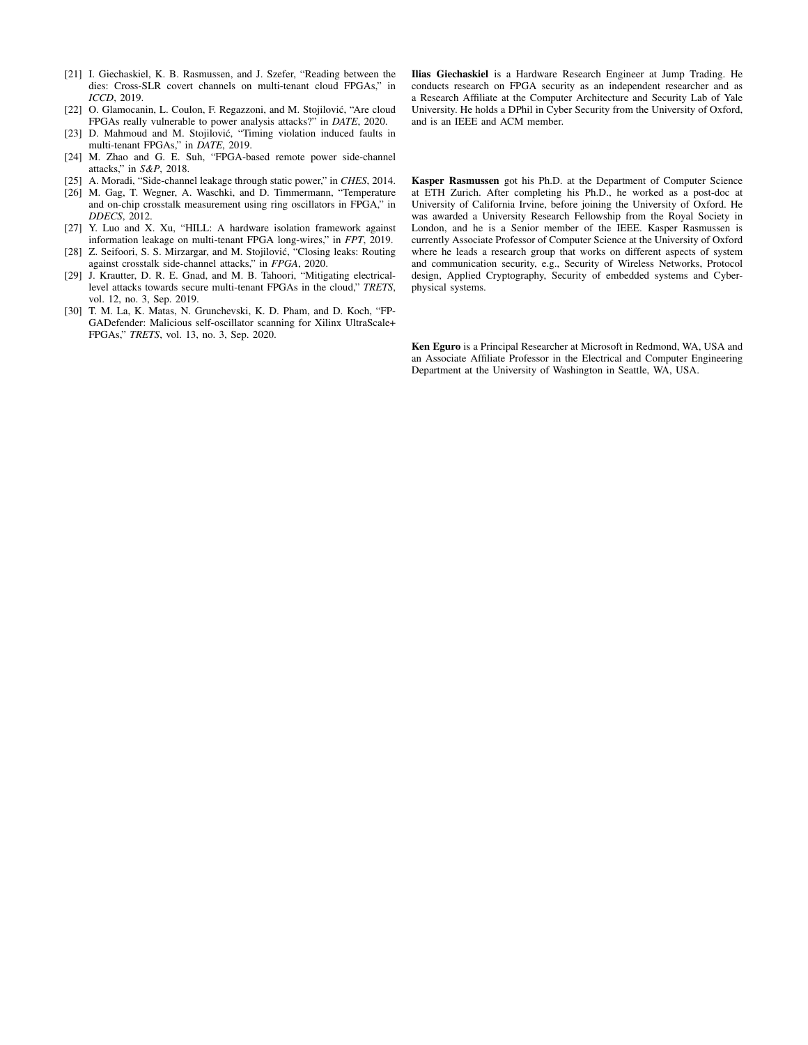[21] I. Giechaskiel, K. B. Rasmussen, and J. Szefer, "Reading between the dies: Cross-SLR covert channels on multi-tenant cloud FPGAs," in *ICCD*, 2019.

[22] O. Glamocanin, L. Coulon, F. Regazzoni, and M. Stojilović, "Are cloud FPGAs really vulnerable to power analysis attacks?" in *DATE*, 2020.

[23] D. Mahmoud and M. Stojilović, "Timing violation induced faults in multi-tenant FPGAs," in *DATE*, 2019.

[24] M. Zhao and G. E. Suh, "FPGA-based remote power side-channel attacks," in *S&P*, 2018.

[25] A. Moradi, "Side-channel leakage through static power," in *CHES*, 2014.

[26] M. Gag, T. Wegner, A. Waschki, and D. Timmermann, "Temperature and on-chip crosstalk measurement using ring oscillators in FPGA," in *DDECS*, 2012.

[27] Y. Luo and X. Xu, "HILL: A hardware isolation framework against information leakage on multi-tenant FPGA long-wires," in *FPT*, 2019.

[28] Z. Seifoori, S. S. Mirzargar, and M. Stojilović, "Closing leaks: Routing against crosstalk side-channel attacks," in *FPGA*, 2020.

[29] J. Krautter, D. R. E. Gnad, and M. B. Tahoori, "Mitigating electrical-level attacks towards secure multi-tenant FPGAs in the cloud," *TRETS*, vol. 12, no. 3, Sep. 2019.

[30] T. M. La, K. Matas, N. Grunchevski, K. D. Pham, and D. Koch, "FPGADefender: Malicious self-oscillator scanning for Xilinx UltraScale+ FPGAs," *TRETS*, vol. 13, no. 3, Sep. 2020.

**Ilias Giechaskiel** is a Hardware Research Engineer at Jump Trading. He conducts research on FPGA security as an independent researcher and as a Research Affiliate at the Computer Architecture and Security Lab of Yale University. He holds a DPhil in Cyber Security from the University of Oxford, and is an IEEE and ACM member.

**Kasper Rasmussen** got his Ph.D. at the Department of Computer Science at ETH Zurich. After completing his Ph.D., he worked as a post-doc at University of California Irvine, before joining the University of Oxford. He was awarded a University Research Fellowship from the Royal Society in London, and he is a Senior member of the IEEE. Kasper Rasmussen is currently Associate Professor of Computer Science at the University of Oxford where he leads a research group that works on different aspects of system and communication security, e.g., Security of Wireless Networks, Protocol design, Applied Cryptography, Security of embedded systems and Cyber-physical systems.

**Ken Eguro** is a Principal Researcher at Microsoft in Redmond, WA, USA and an Associate Affiliate Professor in the Electrical and Computer Engineering Department at the University of Washington in Seattle, WA, USA.